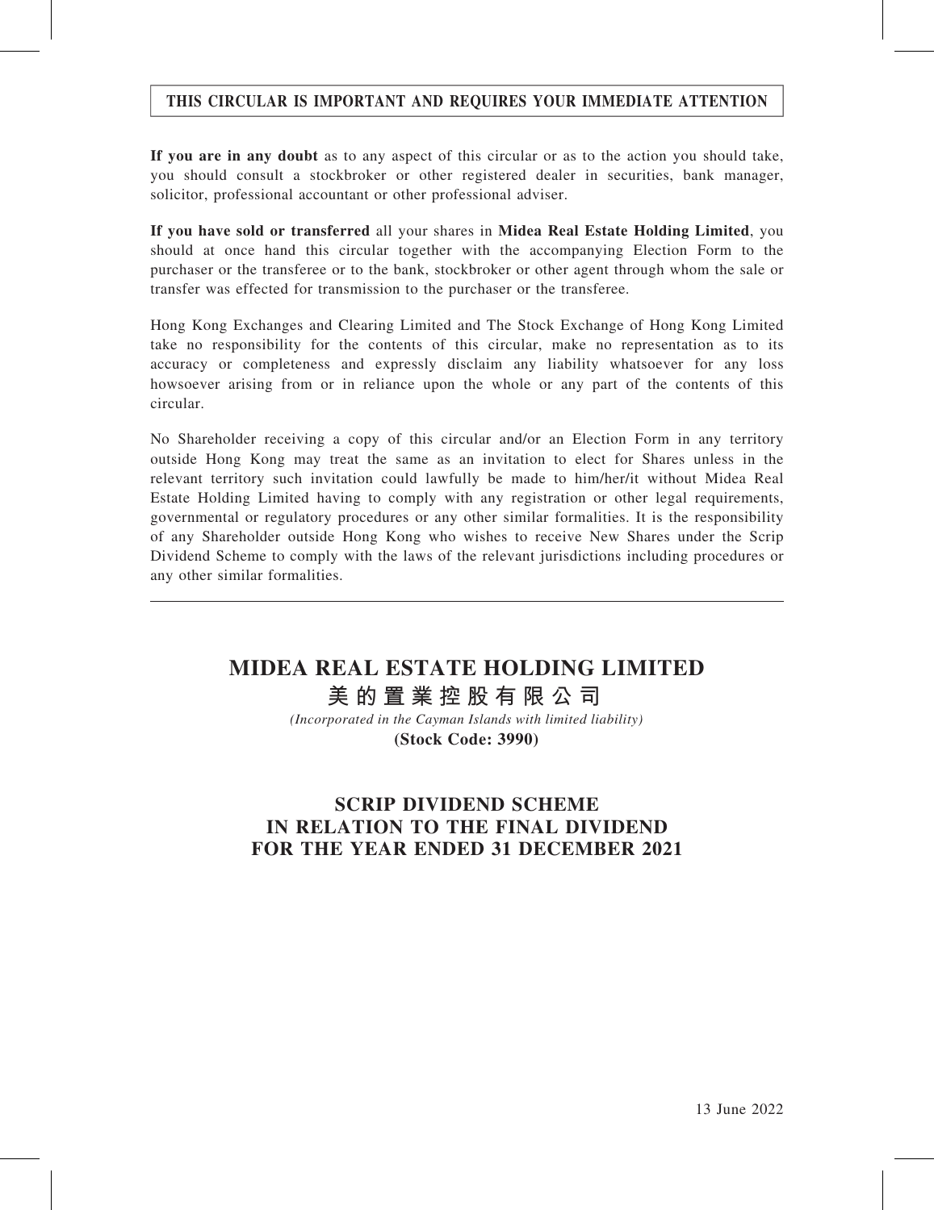**THIS CIRCULAR IS IMPORTANT AND REQUIRES YOUR IMMEDIATE ATTENTION**

**If you are in any doubt** as to any aspect of this circular or as to the action you should take, you should consult a stockbroker or other registered dealer in securities, bank manager, solicitor, professional accountant or other professional adviser.

**If you have sold or transferred** all your shares in **Midea Real Estate Holding Limited**, you should at once hand this circular together with the accompanying Election Form to the purchaser or the transferee or to the bank, stockbroker or other agent through whom the sale or transfer was effected for transmission to the purchaser or the transferee.

Hong Kong Exchanges and Clearing Limited and The Stock Exchange of Hong Kong Limited take no responsibility for the contents of this circular, make no representation as to its accuracy or completeness and expressly disclaim any liability whatsoever for any loss howsoever arising from or in reliance upon the whole or any part of the contents of this circular.

No Shareholder receiving a copy of this circular and/or an Election Form in any territory outside Hong Kong may treat the same as an invitation to elect for Shares unless in the relevant territory such invitation could lawfully be made to him/her/it without Midea Real Estate Holding Limited having to comply with any registration or other legal requirements, governmental or regulatory procedures or any other similar formalities. It is the responsibility of any Shareholder outside Hong Kong who wishes to receive New Shares under the Scrip Dividend Scheme to comply with the laws of the relevant jurisdictions including procedures or any other similar formalities.

---

# MIDEA REAL ESTATE HOLDING LIMITED

# 美的置業控股有限公司

*(Incorporated in the Cayman Islands with limited liability)*

**(Stock Code: 3990)**

## SCRIP DIVIDEND SCHEME IN RELATION TO THE FINAL DIVIDEND FOR THE YEAR ENDED 31 DECEMBER 2021

13 June 2022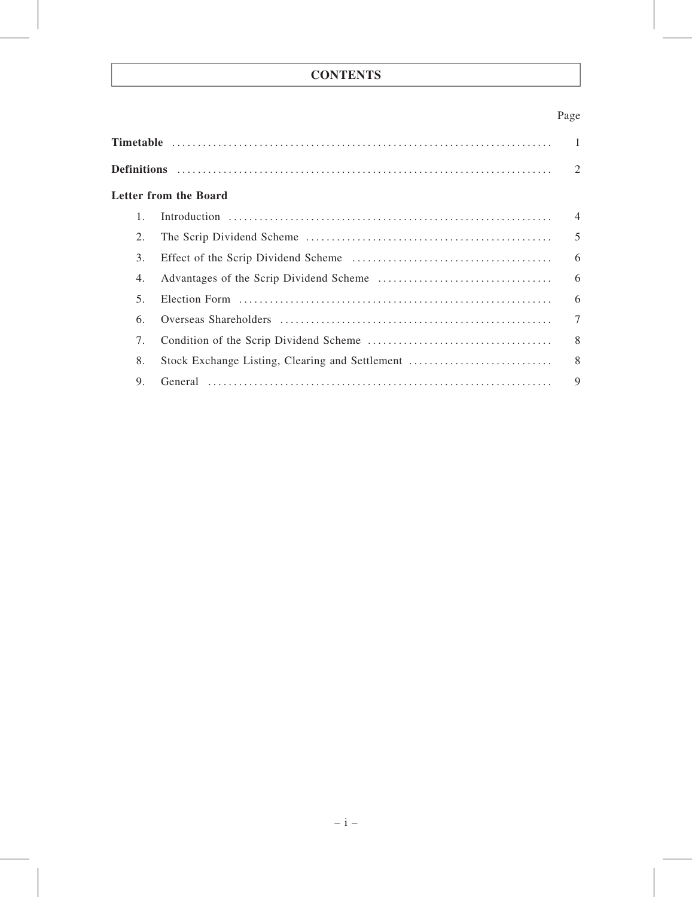# CONTENTS

| | Page |
|---|---|
| **Timetable** | 1 |
| **Definitions** | 2 |
| **Letter from the Board** | |
| 1. Introduction | 4 |
| 2. The Scrip Dividend Scheme | 5 |
| 3. Effect of the Scrip Dividend Scheme | 6 |
| 4. Advantages of the Scrip Dividend Scheme | 6 |
| 5. Election Form | 6 |
| 6. Overseas Shareholders | 7 |
| 7. Condition of the Scrip Dividend Scheme | 8 |
| 8. Stock Exchange Listing, Clearing and Settlement | 8 |
| 9. General | 9 |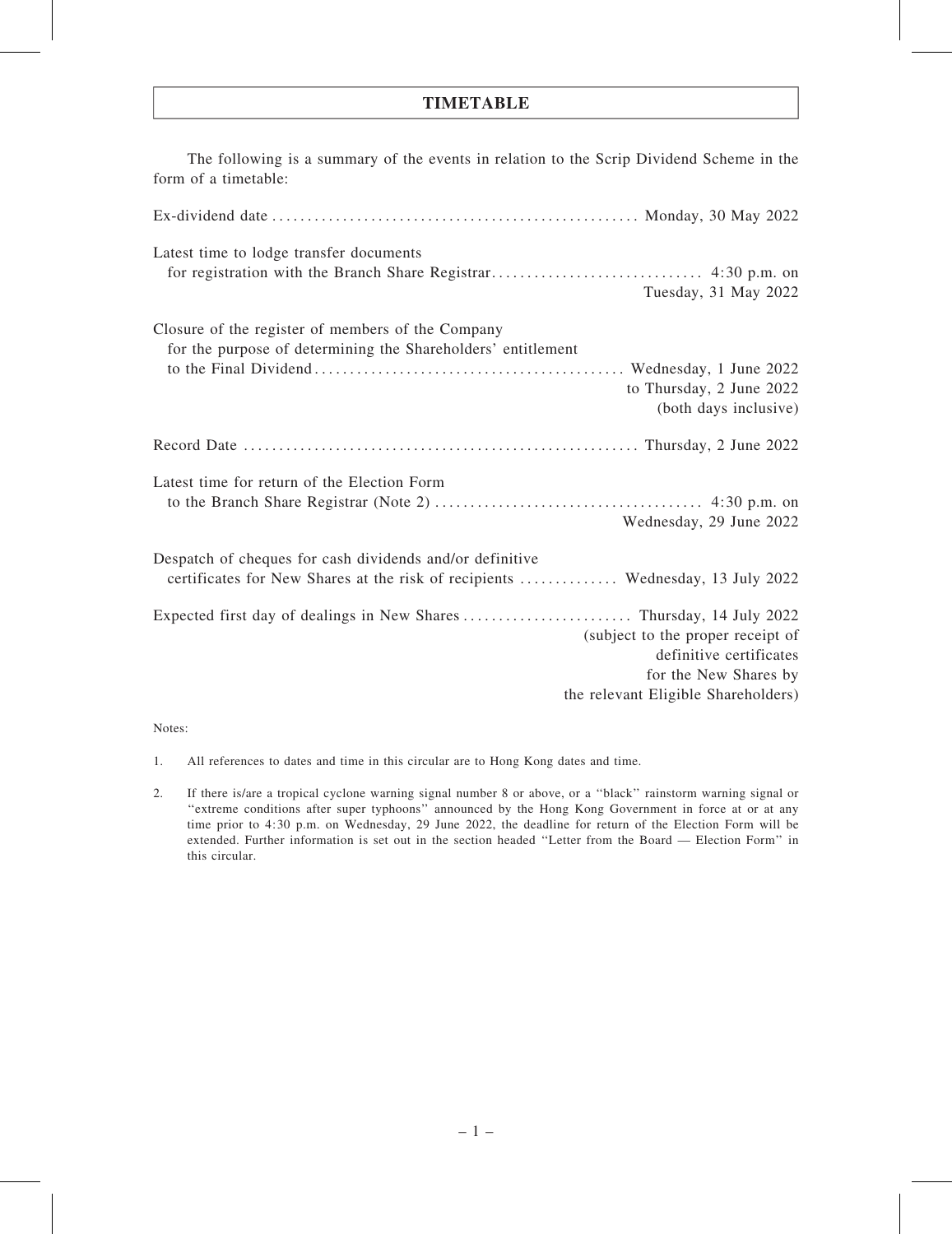# TIMETABLE

The following is a summary of the events in relation to the Scrip Dividend Scheme in the form of a timetable:

| Event | Date |
| --- | --- |
| Ex-dividend date | Monday, 30 May 2022 |
| Latest time to lodge transfer documents for registration with the Branch Share Registrar | 4:30 p.m. on Tuesday, 31 May 2022 |
| Closure of the register of members of the Company for the purpose of determining the Shareholders' entitlement to the Final Dividend | Wednesday, 1 June 2022 to Thursday, 2 June 2022 (both days inclusive) |
| Record Date | Thursday, 2 June 2022 |
| Latest time for return of the Election Form to the Branch Share Registrar (Note 2) | 4:30 p.m. on Wednesday, 29 June 2022 |
| Despatch of cheques for cash dividends and/or definitive certificates for New Shares at the risk of recipients | Wednesday, 13 July 2022 |
| Expected first day of dealings in New Shares | Thursday, 14 July 2022 (subject to the proper receipt of definitive certificates for the New Shares by the relevant Eligible Shareholders) |

Notes:

1. All references to dates and time in this circular are to Hong Kong dates and time.

2. If there is/are a tropical cyclone warning signal number 8 or above, or a "black" rainstorm warning signal or "extreme conditions after super typhoons" announced by the Hong Kong Government in force at or at any time prior to 4:30 p.m. on Wednesday, 29 June 2022, the deadline for return of the Election Form will be extended. Further information is set out in the section headed "Letter from the Board — Election Form" in this circular.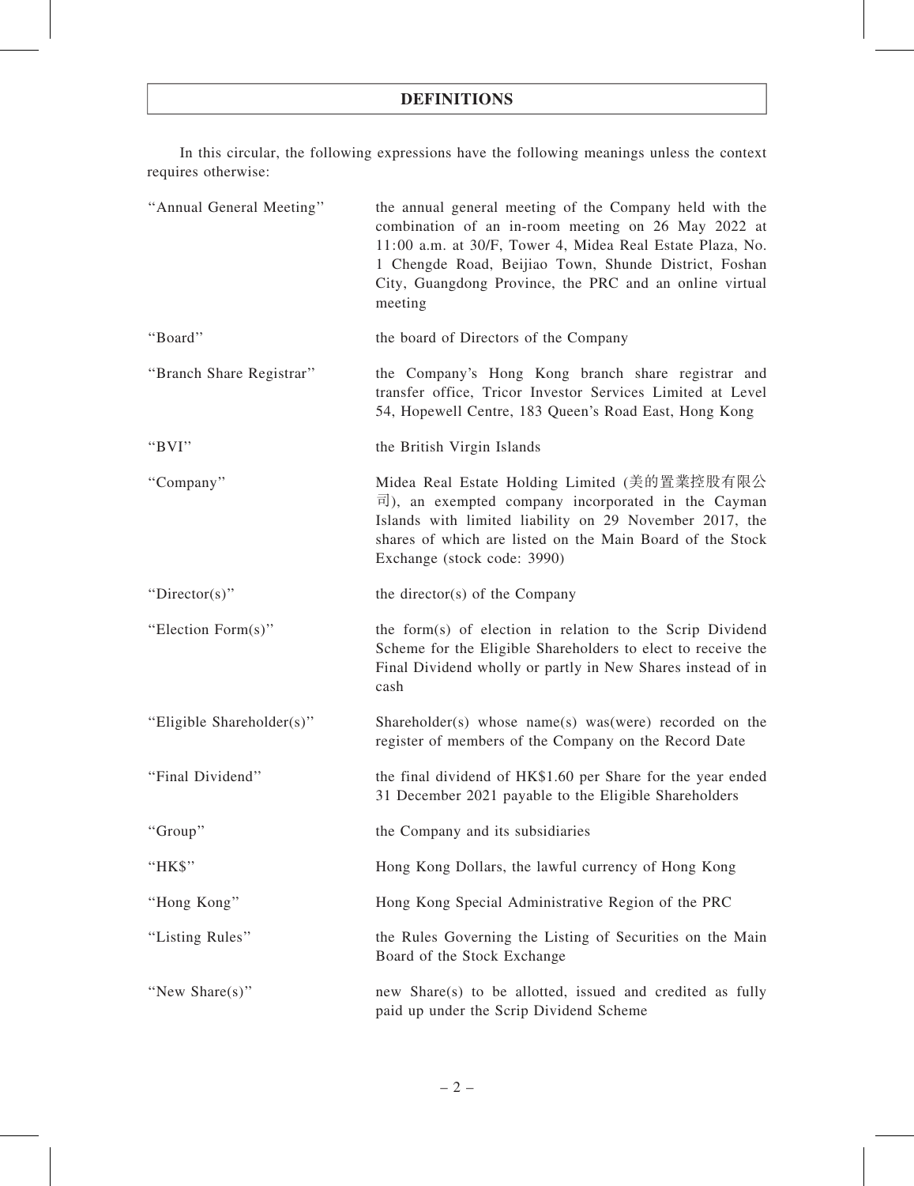# DEFINITIONS

In this circular, the following expressions have the following meanings unless the context requires otherwise:

| | |
|---|---|
| "Annual General Meeting" | the annual general meeting of the Company held with the combination of an in-room meeting on 26 May 2022 at 11:00 a.m. at 30/F, Tower 4, Midea Real Estate Plaza, No. 1 Chengde Road, Beijiao Town, Shunde District, Foshan City, Guangdong Province, the PRC and an online virtual meeting |
| "Board" | the board of Directors of the Company |
| "Branch Share Registrar" | the Company's Hong Kong branch share registrar and transfer office, Tricor Investor Services Limited at Level 54, Hopewell Centre, 183 Queen's Road East, Hong Kong |
| "BVI" | the British Virgin Islands |
| "Company" | Midea Real Estate Holding Limited (美的置業控股有限公司), an exempted company incorporated in the Cayman Islands with limited liability on 29 November 2017, the shares of which are listed on the Main Board of the Stock Exchange (stock code: 3990) |
| "Director(s)" | the director(s) of the Company |
| "Election Form(s)" | the form(s) of election in relation to the Scrip Dividend Scheme for the Eligible Shareholders to elect to receive the Final Dividend wholly or partly in New Shares instead of in cash |
| "Eligible Shareholder(s)" | Shareholder(s) whose name(s) was(were) recorded on the register of members of the Company on the Record Date |
| "Final Dividend" | the final dividend of HK$1.60 per Share for the year ended 31 December 2021 payable to the Eligible Shareholders |
| "Group" | the Company and its subsidiaries |
| "HK$" | Hong Kong Dollars, the lawful currency of Hong Kong |
| "Hong Kong" | Hong Kong Special Administrative Region of the PRC |
| "Listing Rules" | the Rules Governing the Listing of Securities on the Main Board of the Stock Exchange |
| "New Share(s)" | new Share(s) to be allotted, issued and credited as fully paid up under the Scrip Dividend Scheme |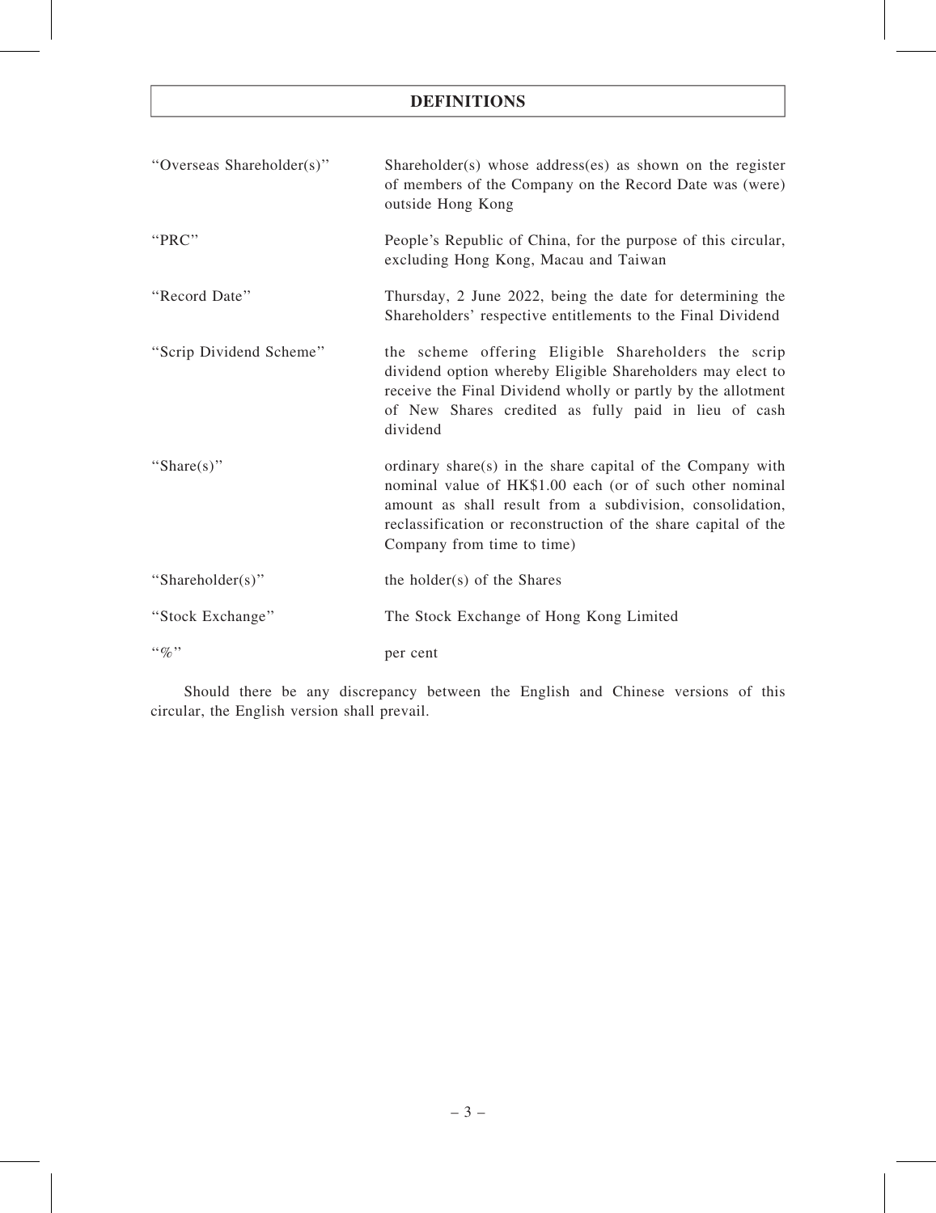# DEFINITIONS

| | |
|---|---|
| "Overseas Shareholder(s)" | Shareholder(s) whose address(es) as shown on the register of members of the Company on the Record Date was (were) outside Hong Kong |
| "PRC" | People's Republic of China, for the purpose of this circular, excluding Hong Kong, Macau and Taiwan |
| "Record Date" | Thursday, 2 June 2022, being the date for determining the Shareholders' respective entitlements to the Final Dividend |
| "Scrip Dividend Scheme" | the scheme offering Eligible Shareholders the scrip dividend option whereby Eligible Shareholders may elect to receive the Final Dividend wholly or partly by the allotment of New Shares credited as fully paid in lieu of cash dividend |
| "Share(s)" | ordinary share(s) in the share capital of the Company with nominal value of HK$1.00 each (or of such other nominal amount as shall result from a subdivision, consolidation, reclassification or reconstruction of the share capital of the Company from time to time) |
| "Shareholder(s)" | the holder(s) of the Shares |
| "Stock Exchange" | The Stock Exchange of Hong Kong Limited |
| "%" | per cent |

Should there be any discrepancy between the English and Chinese versions of this circular, the English version shall prevail.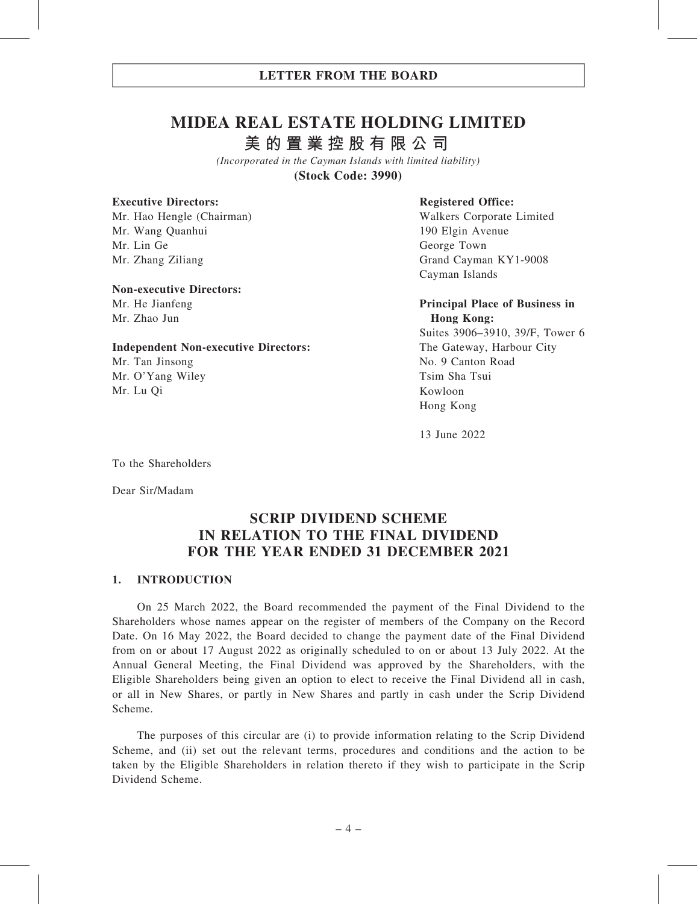# MIDEA REAL ESTATE HOLDING LIMITED

## 美的置業控股有限公司

*(Incorporated in the Cayman Islands with limited liability)*

**(Stock Code: 3990)**

**Executive Directors:**
Mr. Hao Hengle (Chairman)
Mr. Wang Quanhui
Mr. Lin Ge
Mr. Zhang Ziliang

**Non-executive Directors:**
Mr. He Jianfeng
Mr. Zhao Jun

**Independent Non-executive Directors:**
Mr. Tan Jinsong
Mr. O'Yang Wiley
Mr. Lu Qi

**Registered Office:**
Walkers Corporate Limited
190 Elgin Avenue
George Town
Grand Cayman KY1-9008
Cayman Islands

**Principal Place of Business in Hong Kong:**
Suites 3906–3910, 39/F, Tower 6
The Gateway, Harbour City
No. 9 Canton Road
Tsim Sha Tsui
Kowloon
Hong Kong

13 June 2022

To the Shareholders

Dear Sir/Madam

## SCRIP DIVIDEND SCHEME IN RELATION TO THE FINAL DIVIDEND FOR THE YEAR ENDED 31 DECEMBER 2021

### 1. INTRODUCTION

On 25 March 2022, the Board recommended the payment of the Final Dividend to the Shareholders whose names appear on the register of members of the Company on the Record Date. On 16 May 2022, the Board decided to change the payment date of the Final Dividend from on or about 17 August 2022 as originally scheduled to on or about 13 July 2022. At the Annual General Meeting, the Final Dividend was approved by the Shareholders, with the Eligible Shareholders being given an option to elect to receive the Final Dividend all in cash, or all in New Shares, or partly in New Shares and partly in cash under the Scrip Dividend Scheme.

The purposes of this circular are (i) to provide information relating to the Scrip Dividend Scheme, and (ii) set out the relevant terms, procedures and conditions and the action to be taken by the Eligible Shareholders in relation thereto if they wish to participate in the Scrip Dividend Scheme.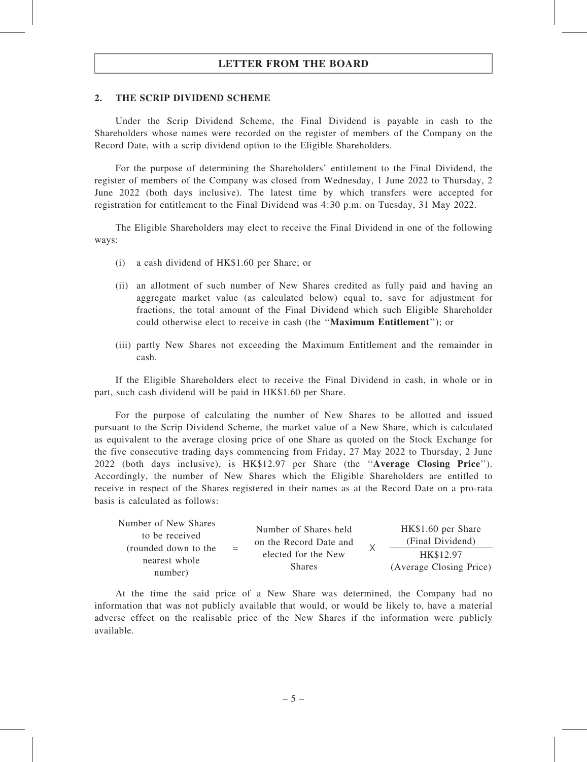## 2. THE SCRIP DIVIDEND SCHEME

Under the Scrip Dividend Scheme, the Final Dividend is payable in cash to the Shareholders whose names were recorded on the register of members of the Company on the Record Date, with a scrip dividend option to the Eligible Shareholders.

For the purpose of determining the Shareholders' entitlement to the Final Dividend, the register of members of the Company was closed from Wednesday, 1 June 2022 to Thursday, 2 June 2022 (both days inclusive). The latest time by which transfers were accepted for registration for entitlement to the Final Dividend was 4:30 p.m. on Tuesday, 31 May 2022.

The Eligible Shareholders may elect to receive the Final Dividend in one of the following ways:

(i) a cash dividend of HK$1.60 per Share; or

(ii) an allotment of such number of New Shares credited as fully paid and having an aggregate market value (as calculated below) equal to, save for adjustment for fractions, the total amount of the Final Dividend which such Eligible Shareholder could otherwise elect to receive in cash (the "**Maximum Entitlement**"); or

(iii) partly New Shares not exceeding the Maximum Entitlement and the remainder in cash.

If the Eligible Shareholders elect to receive the Final Dividend in cash, in whole or in part, such cash dividend will be paid in HK$1.60 per Share.

For the purpose of calculating the number of New Shares to be allotted and issued pursuant to the Scrip Dividend Scheme, the market value of a New Share, which is calculated as equivalent to the average closing price of one Share as quoted on the Stock Exchange for the five consecutive trading days commencing from Friday, 27 May 2022 to Thursday, 2 June 2022 (both days inclusive), is HK$12.97 per Share (the "**Average Closing Price**"). Accordingly, the number of New Shares which the Eligible Shareholders are entitled to receive in respect of the Shares registered in their names as at the Record Date on a pro-rata basis is calculated as follows:

$$\text{Number of New Shares to be received (rounded down to the nearest whole number)} = \text{Number of Shares held on the Record Date and elected for the New Shares} \times \frac{\text{HK\$1.60 per Share (Final Dividend)}}{\text{HK\$12.97 (Average Closing Price)}}$$

At the time the said price of a New Share was determined, the Company had no information that was not publicly available that would, or would be likely to, have a material adverse effect on the realisable price of the New Shares if the information were publicly available.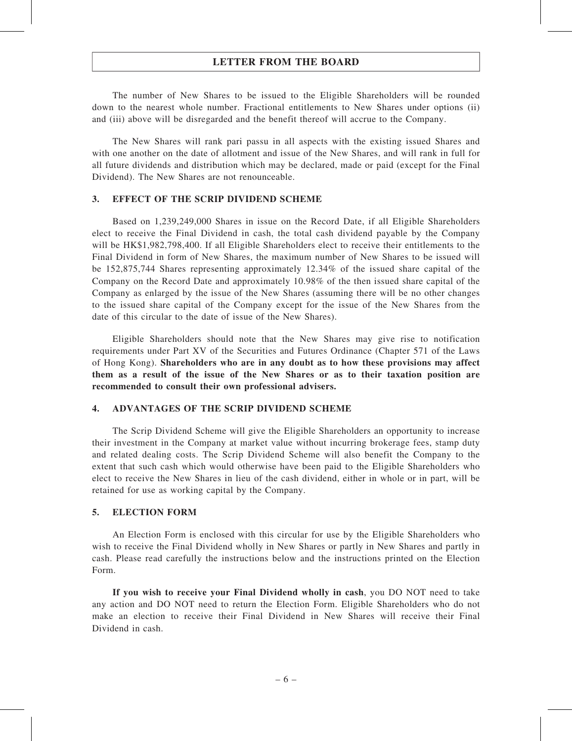The number of New Shares to be issued to the Eligible Shareholders will be rounded down to the nearest whole number. Fractional entitlements to New Shares under options (ii) and (iii) above will be disregarded and the benefit thereof will accrue to the Company.

The New Shares will rank pari passu in all aspects with the existing issued Shares and with one another on the date of allotment and issue of the New Shares, and will rank in full for all future dividends and distribution which may be declared, made or paid (except for the Final Dividend). The New Shares are not renounceable.

## 3. EFFECT OF THE SCRIP DIVIDEND SCHEME

Based on 1,239,249,000 Shares in issue on the Record Date, if all Eligible Shareholders elect to receive the Final Dividend in cash, the total cash dividend payable by the Company will be HK$1,982,798,400. If all Eligible Shareholders elect to receive their entitlements to the Final Dividend in form of New Shares, the maximum number of New Shares to be issued will be 152,875,744 Shares representing approximately 12.34% of the issued share capital of the Company on the Record Date and approximately 10.98% of the then issued share capital of the Company as enlarged by the issue of the New Shares (assuming there will be no other changes to the issued share capital of the Company except for the issue of the New Shares from the date of this circular to the date of issue of the New Shares).

Eligible Shareholders should note that the New Shares may give rise to notification requirements under Part XV of the Securities and Futures Ordinance (Chapter 571 of the Laws of Hong Kong). **Shareholders who are in any doubt as to how these provisions may affect them as a result of the issue of the New Shares or as to their taxation position are recommended to consult their own professional advisers.**

## 4. ADVANTAGES OF THE SCRIP DIVIDEND SCHEME

The Scrip Dividend Scheme will give the Eligible Shareholders an opportunity to increase their investment in the Company at market value without incurring brokerage fees, stamp duty and related dealing costs. The Scrip Dividend Scheme will also benefit the Company to the extent that such cash which would otherwise have been paid to the Eligible Shareholders who elect to receive the New Shares in lieu of the cash dividend, either in whole or in part, will be retained for use as working capital by the Company.

## 5. ELECTION FORM

An Election Form is enclosed with this circular for use by the Eligible Shareholders who wish to receive the Final Dividend wholly in New Shares or partly in New Shares and partly in cash. Please read carefully the instructions below and the instructions printed on the Election Form.

**If you wish to receive your Final Dividend wholly in cash**, you DO NOT need to take any action and DO NOT need to return the Election Form. Eligible Shareholders who do not make an election to receive their Final Dividend in New Shares will receive their Final Dividend in cash.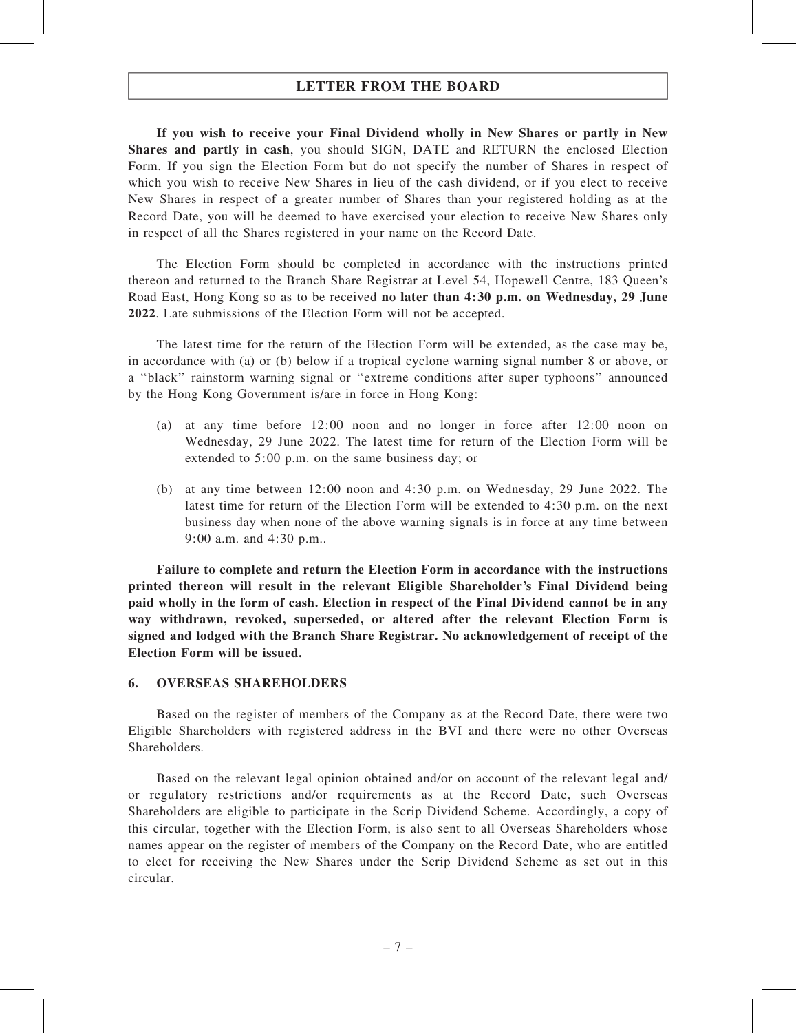**If you wish to receive your Final Dividend wholly in New Shares or partly in New Shares and partly in cash**, you should SIGN, DATE and RETURN the enclosed Election Form. If you sign the Election Form but do not specify the number of Shares in respect of which you wish to receive New Shares in lieu of the cash dividend, or if you elect to receive New Shares in respect of a greater number of Shares than your registered holding as at the Record Date, you will be deemed to have exercised your election to receive New Shares only in respect of all the Shares registered in your name on the Record Date.

The Election Form should be completed in accordance with the instructions printed thereon and returned to the Branch Share Registrar at Level 54, Hopewell Centre, 183 Queen's Road East, Hong Kong so as to be received **no later than 4:30 p.m. on Wednesday, 29 June 2022**. Late submissions of the Election Form will not be accepted.

The latest time for the return of the Election Form will be extended, as the case may be, in accordance with (a) or (b) below if a tropical cyclone warning signal number 8 or above, or a "black" rainstorm warning signal or "extreme conditions after super typhoons" announced by the Hong Kong Government is/are in force in Hong Kong:

(a) at any time before 12:00 noon and no longer in force after 12:00 noon on Wednesday, 29 June 2022. The latest time for return of the Election Form will be extended to 5:00 p.m. on the same business day; or

(b) at any time between 12:00 noon and 4:30 p.m. on Wednesday, 29 June 2022. The latest time for return of the Election Form will be extended to 4:30 p.m. on the next business day when none of the above warning signals is in force at any time between 9:00 a.m. and 4:30 p.m..

**Failure to complete and return the Election Form in accordance with the instructions printed thereon will result in the relevant Eligible Shareholder's Final Dividend being paid wholly in the form of cash. Election in respect of the Final Dividend cannot be in any way withdrawn, revoked, superseded, or altered after the relevant Election Form is signed and lodged with the Branch Share Registrar. No acknowledgement of receipt of the Election Form will be issued.**

## 6. OVERSEAS SHAREHOLDERS

Based on the register of members of the Company as at the Record Date, there were two Eligible Shareholders with registered address in the BVI and there were no other Overseas Shareholders.

Based on the relevant legal opinion obtained and/or on account of the relevant legal and/or regulatory restrictions and/or requirements as at the Record Date, such Overseas Shareholders are eligible to participate in the Scrip Dividend Scheme. Accordingly, a copy of this circular, together with the Election Form, is also sent to all Overseas Shareholders whose names appear on the register of members of the Company on the Record Date, who are entitled to elect for receiving the New Shares under the Scrip Dividend Scheme as set out in this circular.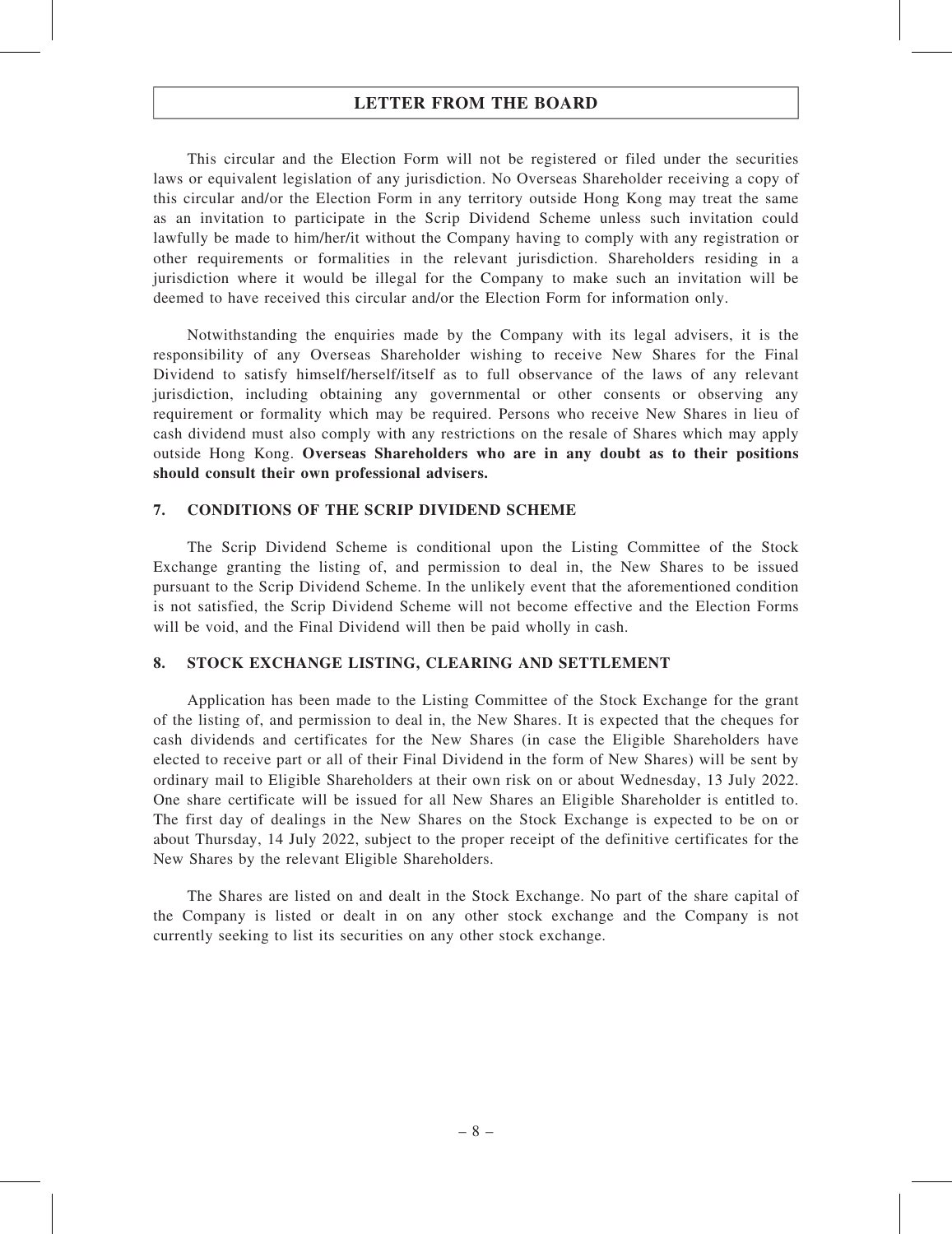This circular and the Election Form will not be registered or filed under the securities laws or equivalent legislation of any jurisdiction. No Overseas Shareholder receiving a copy of this circular and/or the Election Form in any territory outside Hong Kong may treat the same as an invitation to participate in the Scrip Dividend Scheme unless such invitation could lawfully be made to him/her/it without the Company having to comply with any registration or other requirements or formalities in the relevant jurisdiction. Shareholders residing in a jurisdiction where it would be illegal for the Company to make such an invitation will be deemed to have received this circular and/or the Election Form for information only.

Notwithstanding the enquiries made by the Company with its legal advisers, it is the responsibility of any Overseas Shareholder wishing to receive New Shares for the Final Dividend to satisfy himself/herself/itself as to full observance of the laws of any relevant jurisdiction, including obtaining any governmental or other consents or observing any requirement or formality which may be required. Persons who receive New Shares in lieu of cash dividend must also comply with any restrictions on the resale of Shares which may apply outside Hong Kong. **Overseas Shareholders who are in any doubt as to their positions should consult their own professional advisers.**

## 7. CONDITIONS OF THE SCRIP DIVIDEND SCHEME

The Scrip Dividend Scheme is conditional upon the Listing Committee of the Stock Exchange granting the listing of, and permission to deal in, the New Shares to be issued pursuant to the Scrip Dividend Scheme. In the unlikely event that the aforementioned condition is not satisfied, the Scrip Dividend Scheme will not become effective and the Election Forms will be void, and the Final Dividend will then be paid wholly in cash.

## 8. STOCK EXCHANGE LISTING, CLEARING AND SETTLEMENT

Application has been made to the Listing Committee of the Stock Exchange for the grant of the listing of, and permission to deal in, the New Shares. It is expected that the cheques for cash dividends and certificates for the New Shares (in case the Eligible Shareholders have elected to receive part or all of their Final Dividend in the form of New Shares) will be sent by ordinary mail to Eligible Shareholders at their own risk on or about Wednesday, 13 July 2022. One share certificate will be issued for all New Shares an Eligible Shareholder is entitled to. The first day of dealings in the New Shares on the Stock Exchange is expected to be on or about Thursday, 14 July 2022, subject to the proper receipt of the definitive certificates for the New Shares by the relevant Eligible Shareholders.

The Shares are listed on and dealt in the Stock Exchange. No part of the share capital of the Company is listed or dealt in on any other stock exchange and the Company is not currently seeking to list its securities on any other stock exchange.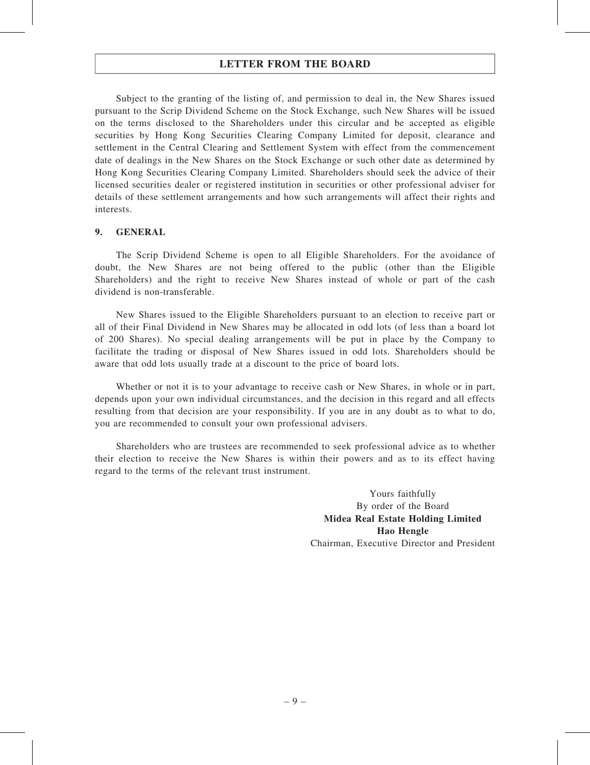Subject to the granting of the listing of, and permission to deal in, the New Shares issued pursuant to the Scrip Dividend Scheme on the Stock Exchange, such New Shares will be issued on the terms disclosed to the Shareholders under this circular and be accepted as eligible securities by Hong Kong Securities Clearing Company Limited for deposit, clearance and settlement in the Central Clearing and Settlement System with effect from the commencement date of dealings in the New Shares on the Stock Exchange or such other date as determined by Hong Kong Securities Clearing Company Limited. Shareholders should seek the advice of their licensed securities dealer or registered institution in securities or other professional adviser for details of these settlement arrangements and how such arrangements will affect their rights and interests.

## 9. GENERAL

The Scrip Dividend Scheme is open to all Eligible Shareholders. For the avoidance of doubt, the New Shares are not being offered to the public (other than the Eligible Shareholders) and the right to receive New Shares instead of whole or part of the cash dividend is non-transferable.

New Shares issued to the Eligible Shareholders pursuant to an election to receive part or all of their Final Dividend in New Shares may be allocated in odd lots (of less than a board lot of 200 Shares). No special dealing arrangements will be put in place by the Company to facilitate the trading or disposal of New Shares issued in odd lots. Shareholders should be aware that odd lots usually trade at a discount to the price of board lots.

Whether or not it is to your advantage to receive cash or New Shares, in whole or in part, depends upon your own individual circumstances, and the decision in this regard and all effects resulting from that decision are your responsibility. If you are in any doubt as to what to do, you are recommended to consult your own professional advisers.

Shareholders who are trustees are recommended to seek professional advice as to whether their election to receive the New Shares is within their powers and as to its effect having regard to the terms of the relevant trust instrument.

Yours faithfully
By order of the Board
**Midea Real Estate Holding Limited**
**Hao Hengle**
Chairman, Executive Director and President